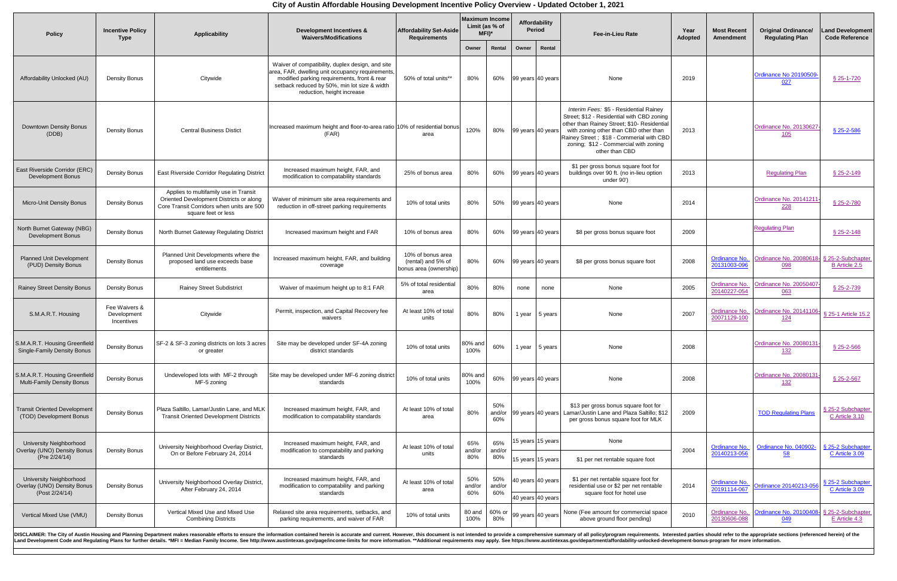# City of Austin Affordable Housing Development Incentive Policy Overview - Updated October 1, 2021

| Policy | Incentive Policy Type | Applicability | Development Incentives & Waivers/Modifications | Affordability Set-Aside Requirements | Maximum Income Limit (as % of MFI)* | | Affordability Period | | Fee-in-Lieu Rate | Year Adopted | Most Recent Amendment | Original Ordinance/ Regulating Plan | Land Development Code Reference |
|---|---|---|---|---|---|---|---|---|---|---|---|---|---|
| | | | | | Owner | Rental | Owner | Rental | | | | | |
| Affordability Unlocked (AU) | Density Bonus | Citywide | Waiver of compatibility, duplex design, and site area, FAR, dwelling unit occupancy requirements, modified parking requirements, front & rear setback reduced by 50%, min lot size & width reduction, height increase | 50% of total units** | 80% | 60% | 99 years | 40 years | None | 2019 | | Ordinance No 20190509-027 | § 25-1-720 |
| Downtown Density Bonus (DDB) | Density Bonus | Central Business Distict | Increased maximum height and floor-to-area ratio (FAR) | 10% of residential bonus area | 120% | 80% | 99 years | 40 years | *Interim Fees*: $5 - Residential Rainey Street; $12 - Residential with CBD zoning other than Rainey Street; $10- Residential with zoning other than CBD other than Rainey Street ; $18 - Commerial with CBD zoning; $12 - Commercial with zoning other than CBD | 2013 | | Ordinance No. 20130627-105 | § 25-2-586 |
| East Riverside Corridor (ERC) Development Bonus | Density Bonus | East Riverside Corridor Regulating District | Increased maximum height, FAR, and modification to compatability standards | 25% of bonus area | 80% | 60% | 99 years | 40 years | $1 per gross bonus square foot for buildings over 90 ft. (no in-lieu option under 90') | 2013 | | Regulating Plan | § 25-2-149 |
| Micro-Unit Density Bonus | Density Bonus | Applies to multifamily use in Transit Oriented Development Districts or along Core Transit Corridors when units are 500 square feet or less | Waiver of minimum site area requirements and reduction in off-street parking requirements | 10% of total units | 80% | 50% | 99 years | 40 years | None | 2014 | | Ordinance No. 20141211-228 | § 25-2-780 |
| North Burnet Gateway (NBG) Development Bonus | Density Bonus | North Burnet Gateway Regulating District | Increased maximum height and FAR | 10% of bonus area | 80% | 60% | 99 years | 40 years | $8 per gross bonus square foot | 2009 | | Regulating Plan | § 25-2-148 |
| Planned Unit Development (PUD) Density Bonus | Density Bonus | Planned Unit Developments where the proposed land use exceeds base entitlements | Increased maximum height, FAR, and building coverage | 10% of bonus area (rental) and 5% of bonus area (ownership) | 80% | 60% | 99 years | 40 years | $8 per gross bonus square foot | 2008 | Ordinance No. 20131003-096 | Ordinance No. 20080618-098 | § 25-2-Subchapter B Article 2.5 |
| Rainey Street Density Bonus | Density Bonus | Rainey Street Subdistrict | Waiver of maximum height up to 8:1 FAR | 5% of total residential area | 80% | 80% | none | none | None | 2005 | Ordinance No. 20140227-054 | Ordinance No. 20050407-063 | § 25-2-739 |
| S.M.A.R.T. Housing | Fee Waivers & Development Incentives | Citywide | Permit, inspection, and Capital Recovery fee waivers | At least 10% of total units | 80% | 80% | 1 year | 5 years | None | 2007 | Ordinance No. 20071129-100 | Ordinance No. 20141106-124 | § 25-1 Article 15.2 |
| S.M.A.R.T. Housing Greenfield Single-Family Density Bonus | Density Bonus | SF-2 & SF-3 zoning districts on lots 3 acres or greater | Site may be developed under SF-4A zoning district standards | 10% of total units | 80% and 100% | 60% | 1 year | 5 years | None | 2008 | | Ordinance No. 20080131-132 | § 25-2-566 |
| S.M.A.R.T. Housing Greenfield Multi-Family Density Bonus | Density Bonus | Undeveloped lots with MF-2 through MF-5 zoning | Site may be developed under MF-6 zoning district standards | 10% of total units | 80% and 100% | 60% | 99 years | 40 years | None | 2008 | | Ordinance No. 20080131-132 | § 25-2-567 |
| Transit Oriented Development (TOD) Development Bonus | Density Bonus | Plaza Saltillo, Lamar/Justin Lane, and MLK Transit Oriented Development Districts | Increased maximum height, FAR, and modification to compatability standards | At least 10% of total area | 80% | 50% and/or 60% | 99 years | 40 years | $13 per gross bonus square foot for Lamar/Justin Lane and Plaza Saltillo; $12 per gross bonus square foot for MLK | 2009 | | TOD Regulating Plans | § 25-2 Subchapter C Article 3.10 |
| University Neighborhood Overlay (UNO) Density Bonus (Pre 2/24/14) | Density Bonus | University Neighborhood Overlay District, On or Before February 24, 2014 | Increased maximum height, FAR, and modification to compatability and parking standards | At least 10% of total units | 65% and/or 80% | 65% and/or 80% | 15 years | 15 years | None | 2004 | Ordinance No. 20140213-056 | Ordinance No. 040902-58 | § 25-2 Subchapter C Article 3.09 |
| | | | | | | | 15 years | 15 years | $1 per net rentable square foot | | | | |
| University Neighborhood Overlay (UNO) Density Bonus (Post 2/24/14) | Density Bonus | University Neighborhood Overlay District, After February 24, 2014 | Increased maximum height, FAR, and modification to compatability and parking standards | At least 10% of total area | 50% and/or 60% | 50% and/or 60% | 40 years | 40 years | $1 per net rentable square foot for residential use or $2 per net rentable square foot for hotel use | 2014 | Ordinance No. 20191114-067 | Ordinance 20140213-056 | § 25-2 Subchapter C Article 3.09 |
| | | | | | | | 40 years | 40 years | | | | | |
| Vertical Mixed Use (VMU) | Density Bonus | Vertical Mixed Use and Mixed Use Combining Districts | Relaxed site area requirements, setbacks, and parking requirements, and waiver of FAR | 10% of total units | 80 and 100% | 60% or 80% | 99 years | 40 years | None (Fee amount for commercial space above ground floor pending) | 2010 | Ordinance No. 20130606-088 | Ordinance No. 20100408-049 | § 25-2-Subchapter E Article 4.3 |

**DISCLAIMER: The City of Austin Housing and Planning Department makes reasonable efforts to ensure the information contained herein is accurate and current. However, this document is not intended to provide a comprehensive summary of all policy/program requirements. Interested parties should refer to the appropriate sections (referenced herein) of the Land Development Code and Regulating Plans for further details. *MFI = Median Family Income. See http://www.austintexas.gov/page/income-limits for more information. **Additional requirements may apply. See https://www.austintexas.gov/department/affordability-unlocked-development-bonus-program for more information.**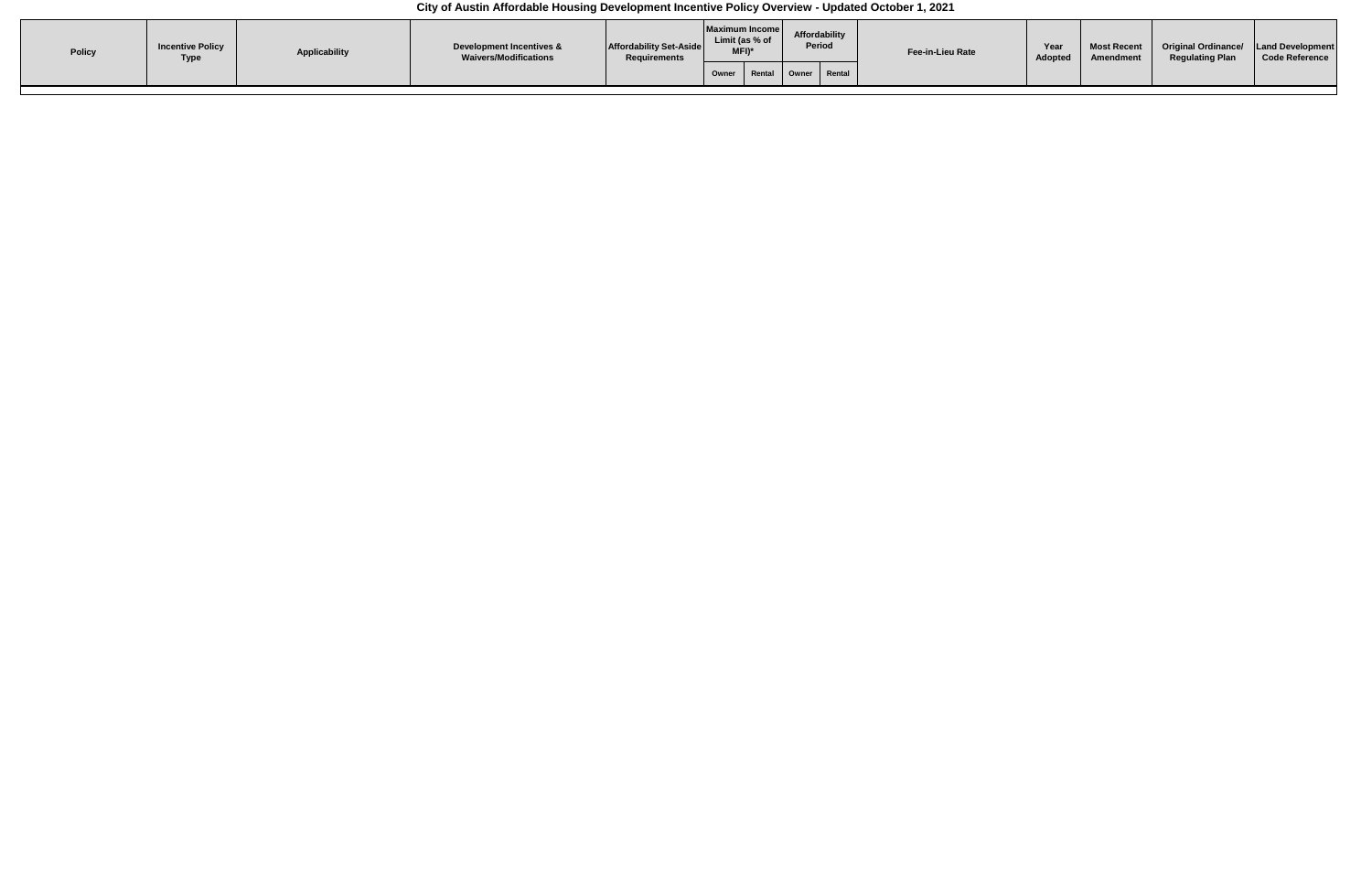**City of Austin Affordable Housing Development Incentive Policy Overview - Updated October 1, 2021**

| Policy | Incentive Policy Type | Applicability | Development Incentives & Waivers/Modifications | Affordability Set-Aside Requirements | Maximum Income Limit (as % of MFI)* | | Affordability Period | | Fee-in-Lieu Rate | Year Adopted | Most Recent Amendment | Original Ordinance/ Regulating Plan | Land Development Code Reference |
|---|---|---|---|---|---|---|---|---|---|---|---|---|---|
| | | | | | Owner | Rental | Owner | Rental | | | | | |
| | | | | | | | | | | | | | |